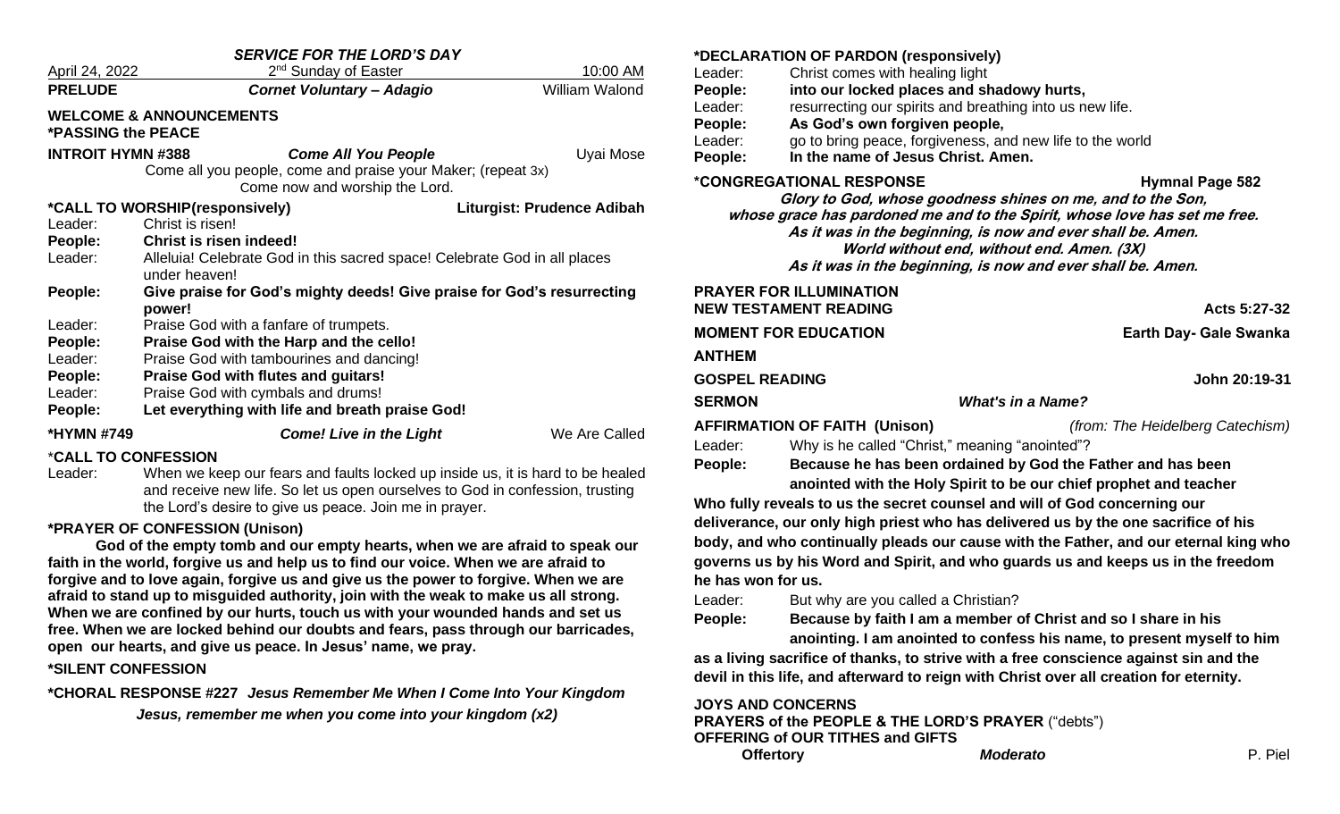## *SERVICE FOR THE LORD'S DAY*

April 24, 2022 — 2nd Sunday of Easter — 10:00 AM

**PRELUDE** — ***Cornet Voluntary – Adagio*** — William Walond

**WELCOME & ANNOUNCEMENTS**

**\*PASSING the PEACE**

**INTROIT HYMN #388** — ***Come All You People*** — Uyai Mose

Come all you people, come and praise your Maker; (repeat 3x)
Come now and worship the Lord.

**\*CALL TO WORSHIP(responsively)** — **Liturgist: Prudence Adibah**

Leader: Christ is risen!
**People: Christ is risen indeed!**
Leader: Alleluia! Celebrate God in this sacred space! Celebrate God in all places under heaven!
**People: Give praise for God's mighty deeds! Give praise for God's resurrecting power!**
Leader: Praise God with a fanfare of trumpets.
**People: Praise God with the Harp and the cello!**
Leader: Praise God with tambourines and dancing!
**People: Praise God with flutes and guitars!**
Leader: Praise God with cymbals and drums!
**People: Let everything with life and breath praise God!**

**\*HYMN #749** — ***Come! Live in the Light*** — We Are Called

**\*CALL TO CONFESSION**

Leader: When we keep our fears and faults locked up inside us, it is hard to be healed and receive new life. So let us open ourselves to God in confession, trusting the Lord's desire to give us peace. Join me in prayer.

**\*PRAYER OF CONFESSION (Unison)**

**God of the empty tomb and our empty hearts, when we are afraid to speak our faith in the world, forgive us and help us to find our voice. When we are afraid to forgive and to love again, forgive us and give us the power to forgive. When we are afraid to stand up to misguided authority, join with the weak to make us all strong. When we are confined by our hurts, touch us with your wounded hands and set us free. When we are locked behind our doubts and fears, pass through our barricades, open our hearts, and give us peace. In Jesus' name, we pray.**

**\*SILENT CONFESSION**

**\*CHORAL RESPONSE #227** ***Jesus Remember Me When I Come Into Your Kingdom***

***Jesus, remember me when you come into your kingdom (x2)***

**\*DECLARATION OF PARDON (responsively)**

Leader: Christ comes with healing light
**People: into our locked places and shadowy hurts,**
Leader: resurrecting our spirits and breathing into us new life.
**People: As God's own forgiven people,**
Leader: go to bring peace, forgiveness, and new life to the world
**People: In the name of Jesus Christ. Amen.**

**\*CONGREGATIONAL RESPONSE** — **Hymnal Page 582**

***Glory to God, whose goodness shines on me, and to the Son,***
***whose grace has pardoned me and to the Spirit, whose love has set me free.***
***As it was in the beginning, is now and ever shall be. Amen.***
***World without end, without end. Amen. (3X)***
***As it was in the beginning, is now and ever shall be. Amen.***

**PRAYER FOR ILLUMINATION**

**NEW TESTAMENT READING** — **Acts 5:27-32**

**MOMENT FOR EDUCATION** — **Earth Day- Gale Swanka**

**ANTHEM**

**GOSPEL READING** — **John 20:19-31**

**SERMON** — ***What's in a Name?***

**AFFIRMATION OF FAITH (Unison)** — *(from: The Heidelberg Catechism)*

Leader: Why is he called "Christ," meaning "anointed"?
**People: Because he has been ordained by God the Father and has been anointed with the Holy Spirit to be our chief prophet and teacher**
**Who fully reveals to us the secret counsel and will of God concerning our deliverance, our only high priest who has delivered us by the one sacrifice of his body, and who continually pleads our cause with the Father, and our eternal king who governs us by his Word and Spirit, and who guards us and keeps us in the freedom he has won for us.**
Leader: But why are you called a Christian?
**People: Because by faith I am a member of Christ and so I share in his anointing. I am anointed to confess his name, to present myself to him as a living sacrifice of thanks, to strive with a free conscience against sin and the devil in this life, and afterward to reign with Christ over all creation for eternity.**

**JOYS AND CONCERNS**

**PRAYERS of the PEOPLE & THE LORD'S PRAYER** ("debts")

**OFFERING of OUR TITHES and GIFTS**

**Offertory** — ***Moderato*** — P. Piel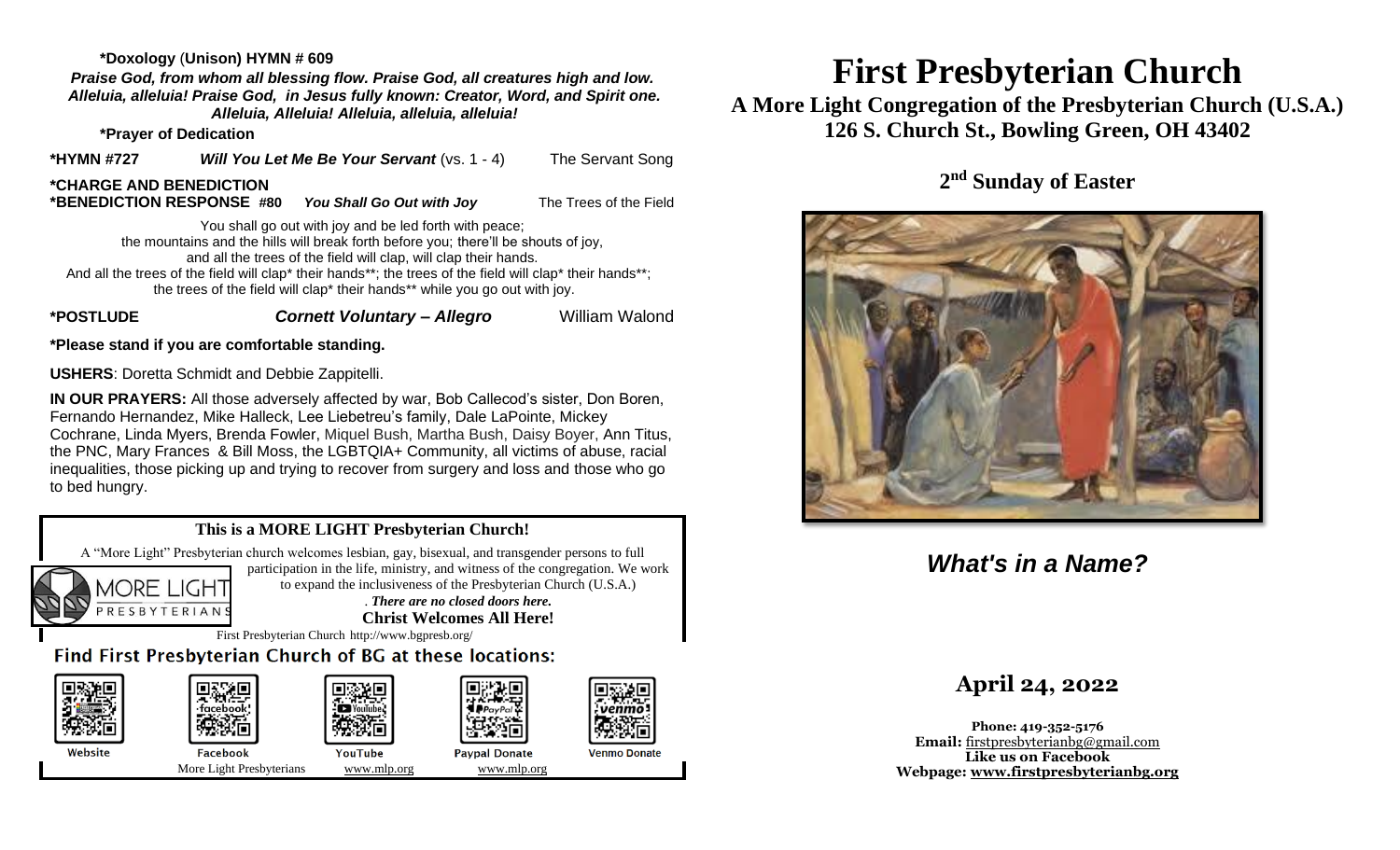**\*Doxology** (**Unison) HYMN # 609**

***Praise God, from whom all blessing flow. Praise God, all creatures high and low. Alleluia, alleluia! Praise God, in Jesus fully known: Creator, Word, and Spirit one. Alleluia, Alleluia! Alleluia, alleluia, alleluia!***

**\*Prayer of Dedication**

**\*HYMN #727** ***Will You Let Me Be Your Servant*** (vs. 1 - 4) The Servant Song

**\*CHARGE AND BENEDICTION**

**\*BENEDICTION RESPONSE #80** ***You Shall Go Out with Joy*** The Trees of the Field

You shall go out with joy and be led forth with peace;
the mountains and the hills will break forth before you; there'll be shouts of joy,
and all the trees of the field will clap, will clap their hands.
And all the trees of the field will clap* their hands**; the trees of the field will clap* their hands**;
the trees of the field will clap* their hands** while you go out with joy.

**\*POSTLUDE** ***Cornett Voluntary – Allegro*** William Walond

**\*Please stand if you are comfortable standing.**

**USHERS**: Doretta Schmidt and Debbie Zappitelli.

**IN OUR PRAYERS:** All those adversely affected by war, Bob Callecod's sister, Don Boren, Fernando Hernandez, Mike Halleck, Lee Liebetreu's family, Dale LaPointe, Mickey Cochrane, Linda Myers, Brenda Fowler, Miquel Bush, Martha Bush, Daisy Boyer, Ann Titus, the PNC, Mary Frances & Bill Moss, the LGBTQIA+ Community, all victims of abuse, racial inequalities, those picking up and trying to recover from surgery and loss and those who go to bed hungry.

**This is a MORE LIGHT Presbyterian Church!**

A "More Light" Presbyterian church welcomes lesbian, gay, bisexual, and transgender persons to full participation in the life, ministry, and witness of the congregation. We work to expand the inclusiveness of the Presbyterian Church (U.S.A.). ***There are no closed doors here.***

**Christ Welcomes All Here!**

First Presbyterian Church http://www.bgpresb.org/

**Find First Presbyterian Church of BG at these locations:**

Website | Facebook | YouTube | Paypal Donate | Venmo Donate

More Light Presbyterians www.mlp.org www.mlp.org

# First Presbyterian Church

**A More Light Congregation of the Presbyterian Church (U.S.A.)**
**126 S. Church St., Bowling Green, OH 43402**

## 2nd Sunday of Easter

## *What's in a Name?*

## April 24, 2022

**Phone: 419-352-5176**
**Email:** firstpresbyterianbg@gmail.com
**Like us on Facebook**
**Webpage: www.firstpresbyterianbg.org**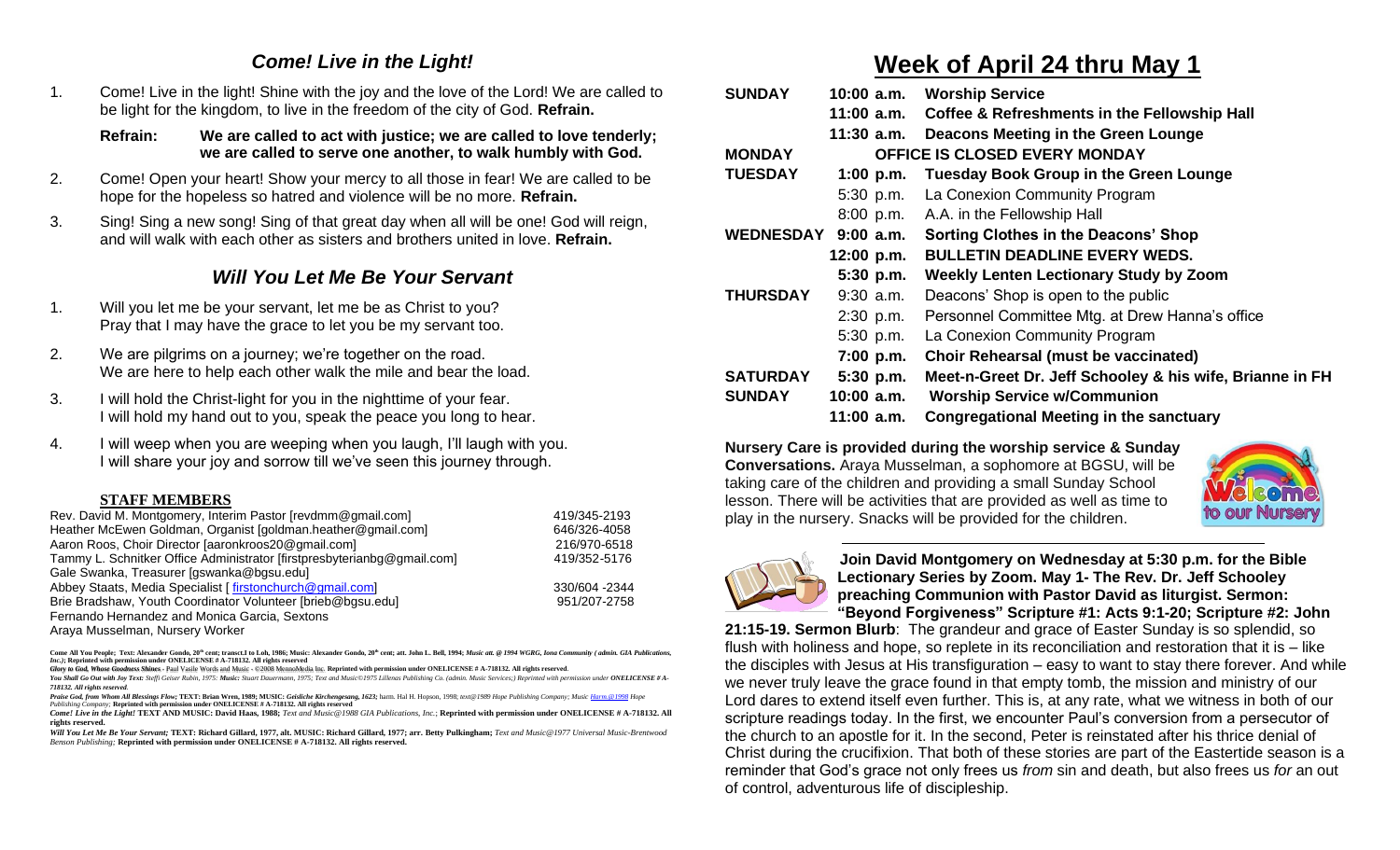## *Come! Live in the Light!*

1. Come! Live in the light! Shine with the joy and the love of the Lord! We are called to be light for the kingdom, to live in the freedom of the city of God. **Refrain.**

   **Refrain: We are called to act with justice; we are called to love tenderly; we are called to serve one another, to walk humbly with God.**

2. Come! Open your heart! Show your mercy to all those in fear! We are called to be hope for the hopeless so hatred and violence will be no more. **Refrain.**

3. Sing! Sing a new song! Sing of that great day when all will be one! God will reign, and will walk with each other as sisters and brothers united in love. **Refrain.**

## *Will You Let Me Be Your Servant*

1. Will you let me be your servant, let me be as Christ to you?
   Pray that I may have the grace to let you be my servant too.

2. We are pilgrims on a journey; we're together on the road.
   We are here to help each other walk the mile and bear the load.

3. I will hold the Christ-light for you in the nighttime of your fear.
   I will hold my hand out to you, speak the peace you long to hear.

4. I will weep when you are weeping when you laugh, I'll laugh with you.
   I will share your joy and sorrow till we've seen this journey through.

### STAFF MEMBERS

| | |
|---|---|
| Rev. David M. Montgomery, Interim Pastor [revdmm@gmail.com] | 419/345-2193 |
| Heather McEwen Goldman, Organist [goldman.heather@gmail.com] | 646/326-4058 |
| Aaron Roos, Choir Director [aaronkroos20@gmail.com] | 216/970-6518 |
| Tammy L. Schnitker Office Administrator [firstpresbyterianbg@gmail.com] | 419/352-5176 |
| Gale Swanka, Treasurer [gswanka@bgsu.edu] | |
| Abbey Staats, Media Specialist [ firstonchurch@gmail.com] | 330/604 -2344 |
| Brie Bradshaw, Youth Coordinator Volunteer [brieb@bgsu.edu] | 951/207-2758 |
| Fernando Hernandez and Monica Garcia, Sextons | |
| Araya Musselman, Nursery Worker | |

**Come All You People; Text: Alexander Gondo, 20th cent; transct.I to Loh, 1986; Music: Alexander Gondo, 20th cent; att. John L. Bell, 1994;** *Music att. @ 1994 WGRG, Iona Community ( admin. GIA Publications, Inc.);* **Reprinted with permission under ONELICENSE # A-718132. All rights reserved**

***Glory to God, Whose Goodness Shines*** - Paul Vasile Words and Music - ©2008 MennoMedia Inc. **Reprinted with permission under ONELICENSE # A-718132. All rights reserved**.

*You Shall Go Out with Joy Text: Steffi Geiser Rubin, 1975; Music: Stuart Dauermann, 1975; Text and Music©1975 Lillenas Publishing Co. (admin. Music Services;) Reprinted with permission under ONELICENSE # A-718132. All rights reserved.*

*Praise God, from Whom All Blessings Flow;* **TEXT: Brian Wren, 1989; MUSIC:** *Geistliche Kirchengesang, 1623;* harm. Hal H. Hopson, 1998; *text@1989 Hope Publishing Company; Music Harm.@1998 Hope Publishing Company;* **Reprinted with permission under ONELICENSE # A-718132. All rights reserved**

*Come! Live in the Light!* **TEXT AND MUSIC: David Haas, 1988;** *Text and Music@1988 GIA Publications, Inc.;* **Reprinted with permission under ONELICENSE # A-718132. All rights reserved.**

*Will You Let Me Be Your Servant;* **TEXT: Richard Gillard, 1977, alt. MUSIC: Richard Gillard, 1977; arr. Betty Pulkingham;** *Text and Music@1977 Universal Music-Brentwood Benson Publishing;* **Reprinted with permission under ONELICENSE # A-718132. All rights reserved.**

# Week of April 24 thru May 1

| | | |
|---|---|---|
| **SUNDAY** | **10:00 a.m.** | **Worship Service** |
| | **11:00 a.m.** | **Coffee & Refreshments in the Fellowship Hall** |
| | **11:30 a.m.** | **Deacons Meeting in the Green Lounge** |
| **MONDAY** | | **OFFICE IS CLOSED EVERY MONDAY** |
| **TUESDAY** | **1:00 p.m.** | **Tuesday Book Group in the Green Lounge** |
| | 5:30 p.m. | La Conexion Community Program |
| | 8:00 p.m. | A.A. in the Fellowship Hall |
| **WEDNESDAY** | **9:00 a.m.** | **Sorting Clothes in the Deacons' Shop** |
| | **12:00 p.m.** | **BULLETIN DEADLINE EVERY WEDS.** |
| | **5:30 p.m.** | **Weekly Lenten Lectionary Study by Zoom** |
| **THURSDAY** | 9:30 a.m. | Deacons' Shop is open to the public |
| | 2:30 p.m. | Personnel Committee Mtg. at Drew Hanna's office |
| | 5:30 p.m. | La Conexion Community Program |
| | **7:00 p.m.** | **Choir Rehearsal (must be vaccinated)** |
| **SATURDAY** | **5:30 p.m.** | **Meet-n-Greet Dr. Jeff Schooley & his wife, Brianne in FH** |
| **SUNDAY** | **10:00 a.m.** | **Worship Service w/Communion** |
| | **11:00 a.m.** | **Congregational Meeting in the sanctuary** |

**Nursery Care is provided during the worship service & Sunday Conversations.** Araya Musselman, a sophomore at BGSU, will be taking care of the children and providing a small Sunday School lesson. There will be activities that are provided as well as time to play in the nursery. Snacks will be provided for the children.

---

**Join David Montgomery on Wednesday at 5:30 p.m. for the Bible Lectionary Series by Zoom. May 1- The Rev. Dr. Jeff Schooley preaching Communion with Pastor David as liturgist. Sermon: "Beyond Forgiveness" Scripture #1: Acts 9:1-20; Scripture #2: John 21:15-19. Sermon Blurb**: The grandeur and grace of Easter Sunday is so splendid, so flush with holiness and hope, so replete in its reconciliation and restoration that it is – like the disciples with Jesus at His transfiguration – easy to want to stay there forever. And while we never truly leave the grace found in that empty tomb, the mission and ministry of our Lord dares to extend itself even further. This is, at any rate, what we witness in both of our scripture readings today. In the first, we encounter Paul's conversion from a persecutor of the church to an apostle for it. In the second, Peter is reinstated after his thrice denial of Christ during the crucifixion. That both of these stories are part of the Eastertide season is a reminder that God's grace not only frees us *from* sin and death, but also frees us *for* an out of control, adventurous life of discipleship.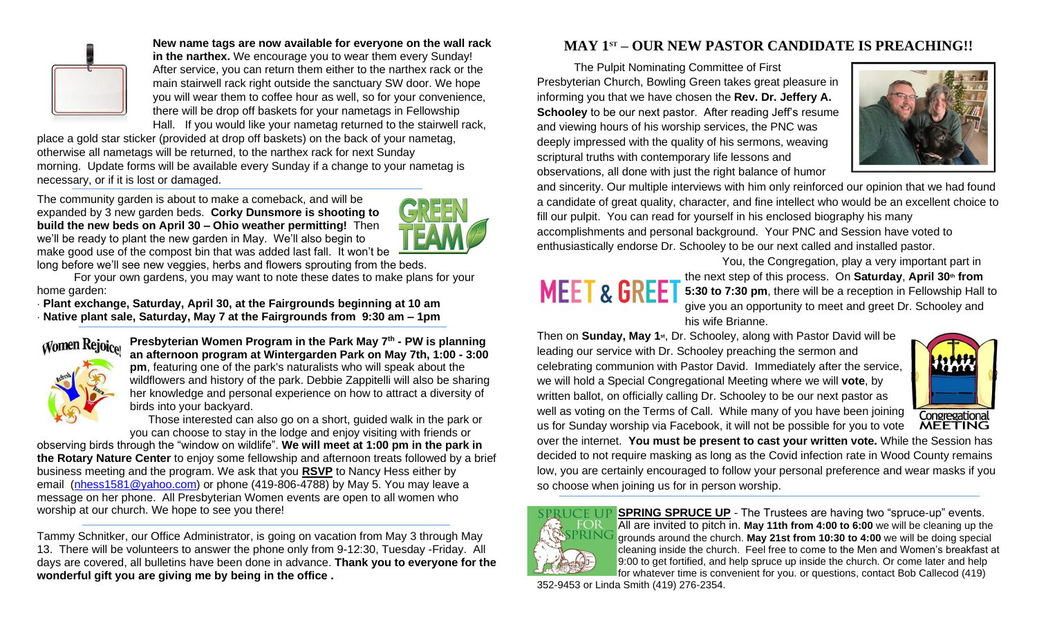**New name tags are now available for everyone on the wall rack in the narthex.** We encourage you to wear them every Sunday! After service, you can return them either to the narthex rack or the main stairwell rack right outside the sanctuary SW door. We hope you will wear them to coffee hour as well, so for your convenience, there will be drop off baskets for your nametags in Fellowship Hall. If you would like your nametag returned to the stairwell rack, place a gold star sticker (provided at drop off baskets) on the back of your nametag, otherwise all nametags will be returned, to the narthex rack for next Sunday morning. Update forms will be available every Sunday if a change to your nametag is necessary, or if it is lost or damaged.

---

GREEN TEAM

The community garden is about to make a comeback, and will be expanded by 3 new garden beds. **Corky Dunsmore is shooting to build the new beds on April 30 – Ohio weather permitting!** Then we'll be ready to plant the new garden in May. We'll also begin to make good use of the compost bin that was added last fall. It won't be long before we'll see new veggies, herbs and flowers sprouting from the beds.

For your own gardens, you may want to note these dates to make plans for your home garden:

· **Plant exchange, Saturday, April 30, at the Fairgrounds beginning at 10 am**
· **Native plant sale, Saturday, May 7 at the Fairgrounds from 9:30 am – 1pm**

---

Women Rejoice!

**Presbyterian Women Program in the Park May 7th - PW is planning an afternoon program at Wintergarden Park on May 7th, 1:00 - 3:00 pm**, featuring one of the park's naturalists who will speak about the wildflowers and history of the park. Debbie Zappitelli will also be sharing her knowledge and personal experience on how to attract a diversity of birds into your backyard.

Those interested can also go on a short, guided walk in the park or you can choose to stay in the lodge and enjoy visiting with friends or observing birds through the "window on wildlife". **We will meet at 1:00 pm in the park in the Rotary Nature Center** to enjoy some fellowship and afternoon treats followed by a brief business meeting and the program. We ask that you **RSVP** to Nancy Hess either by email (nhess1581@yahoo.com) or phone (419-806-4788) by May 5. You may leave a message on her phone. All Presbyterian Women events are open to all women who worship at our church. We hope to see you there!

---

Tammy Schnitker, our Office Administrator, is going on vacation from May 3 through May 13. There will be volunteers to answer the phone only from 9-12:30, Tuesday -Friday. All days are covered, all bulletins have been done in advance. **Thank you to everyone for the wonderful gift you are giving me by being in the office .**

## MAY 1ST – OUR NEW PASTOR CANDIDATE IS PREACHING!!

The Pulpit Nominating Committee of First Presbyterian Church, Bowling Green takes great pleasure in informing you that we have chosen the **Rev. Dr. Jeffery A. Schooley** to be our next pastor. After reading Jeff's resume and viewing hours of his worship services, the PNC was deeply impressed with the quality of his sermons, weaving scriptural truths with contemporary life lessons and observations, all done with just the right balance of humor and sincerity. Our multiple interviews with him only reinforced our opinion that we had found a candidate of great quality, character, and fine intellect who would be an excellent choice to fill our pulpit. You can read for yourself in his enclosed biography his many accomplishments and personal background. Your PNC and Session have voted to enthusiastically endorse Dr. Schooley to be our next called and installed pastor.

MEET & GREET

You, the Congregation, play a very important part in the next step of this process. On **Saturday**, **April 30th from 5:30 to 7:30 pm**, there will be a reception in Fellowship Hall to give you an opportunity to meet and greet Dr. Schooley and his wife Brianne.

Congregational MEETING

Then on **Sunday, May 1st**, Dr. Schooley, along with Pastor David will be leading our service with Dr. Schooley preaching the sermon and celebrating communion with Pastor David. Immediately after the service, we will hold a Special Congregational Meeting where we will **vote**, by written ballot, on officially calling Dr. Schooley to be our next pastor as well as voting on the Terms of Call. While many of you have been joining us for Sunday worship via Facebook, it will not be possible for you to vote over the internet. **You must be present to cast your written vote.** While the Session has decided to not require masking as long as the Covid infection rate in Wood County remains low, you are certainly encouraged to follow your personal preference and wear masks if you so choose when joining us for in person worship.

---

SPRUCE UP FOR SPRING

**SPRING SPRUCE UP** - The Trustees are having two "spruce-up" events. All are invited to pitch in. **May 11th from 4:00 to 6:00** we will be cleaning up the grounds around the church. **May 21st from 10:30 to 4:00** we will be doing special cleaning inside the church. Feel free to come to the Men and Women's breakfast at 9:00 to get fortified, and help spruce up inside the church. Or come later and help for whatever time is convenient for you. or questions, contact Bob Callecod (419) 352-9453 or Linda Smith (419) 276-2354.